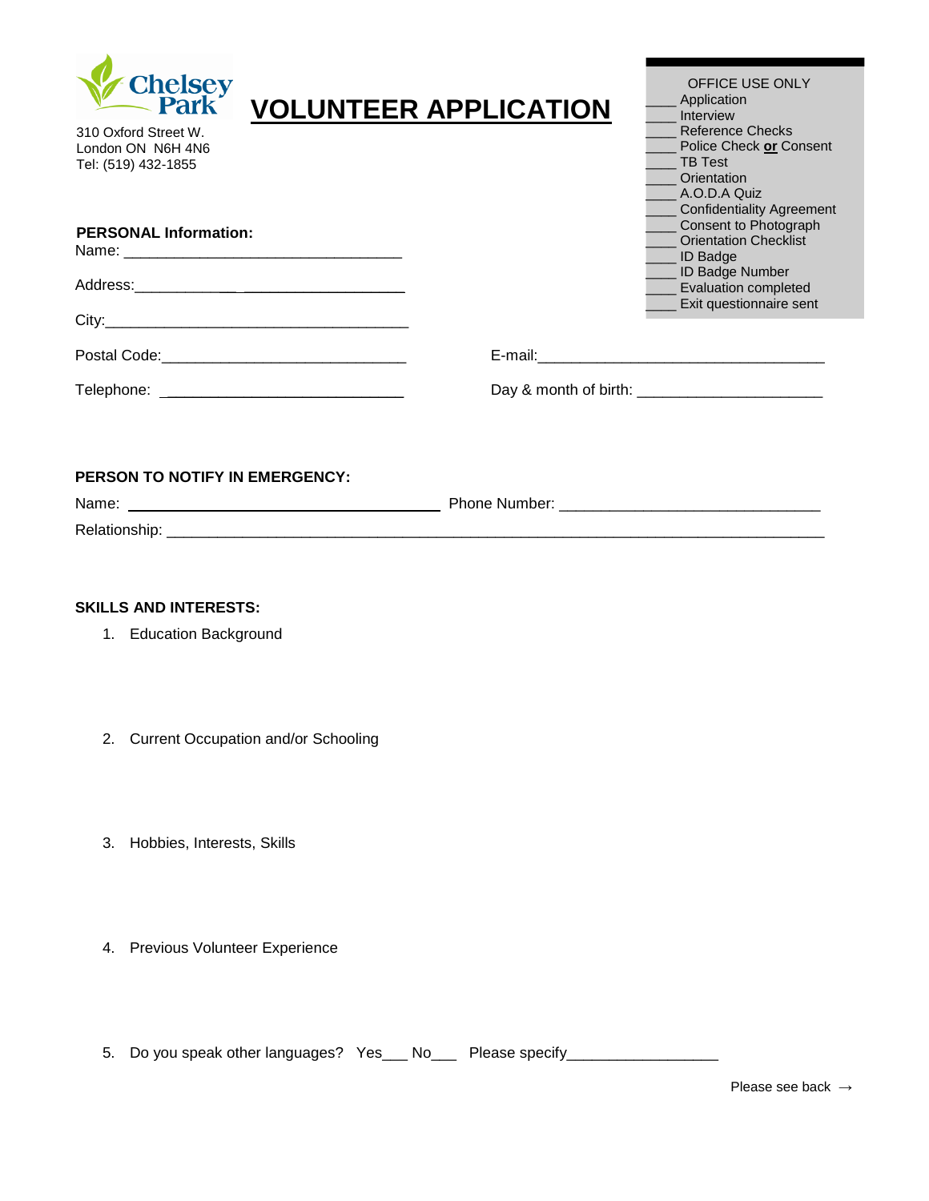Chelsey Park

310 Oxford Street W.
London ON N6H 4N6
Tel: (519) 432-1855

# VOLUNTEER APPLICATION

OFFICE USE ONLY

____ Application
____ Interview
____ Reference Checks
____ Police Check **or** Consent
____ TB Test
____ Orientation
____ A.O.D.A Quiz
____ Confidentiality Agreement
____ Consent to Photograph
____ Orientation Checklist
____ ID Badge
____ ID Badge Number
____ Evaluation completed
____ Exit questionnaire sent

**PERSONAL Information:**

Name: ________________________________

Address: ________________________________

City: ________________________________

Postal Code: ____________________________ E-mail: ________________________________

Telephone: ____________________________ Day & month of birth: ______________________

**PERSON TO NOTIFY IN EMERGENCY:**

Name: ________________________________ Phone Number: ______________________________

Relationship: ______________________________________________________________________

**SKILLS AND INTERESTS:**

1. Education Background

2. Current Occupation and/or Schooling

3. Hobbies, Interests, Skills

4. Previous Volunteer Experience

5. Do you speak other languages? Yes___ No___ Please specify_________________

Please see back →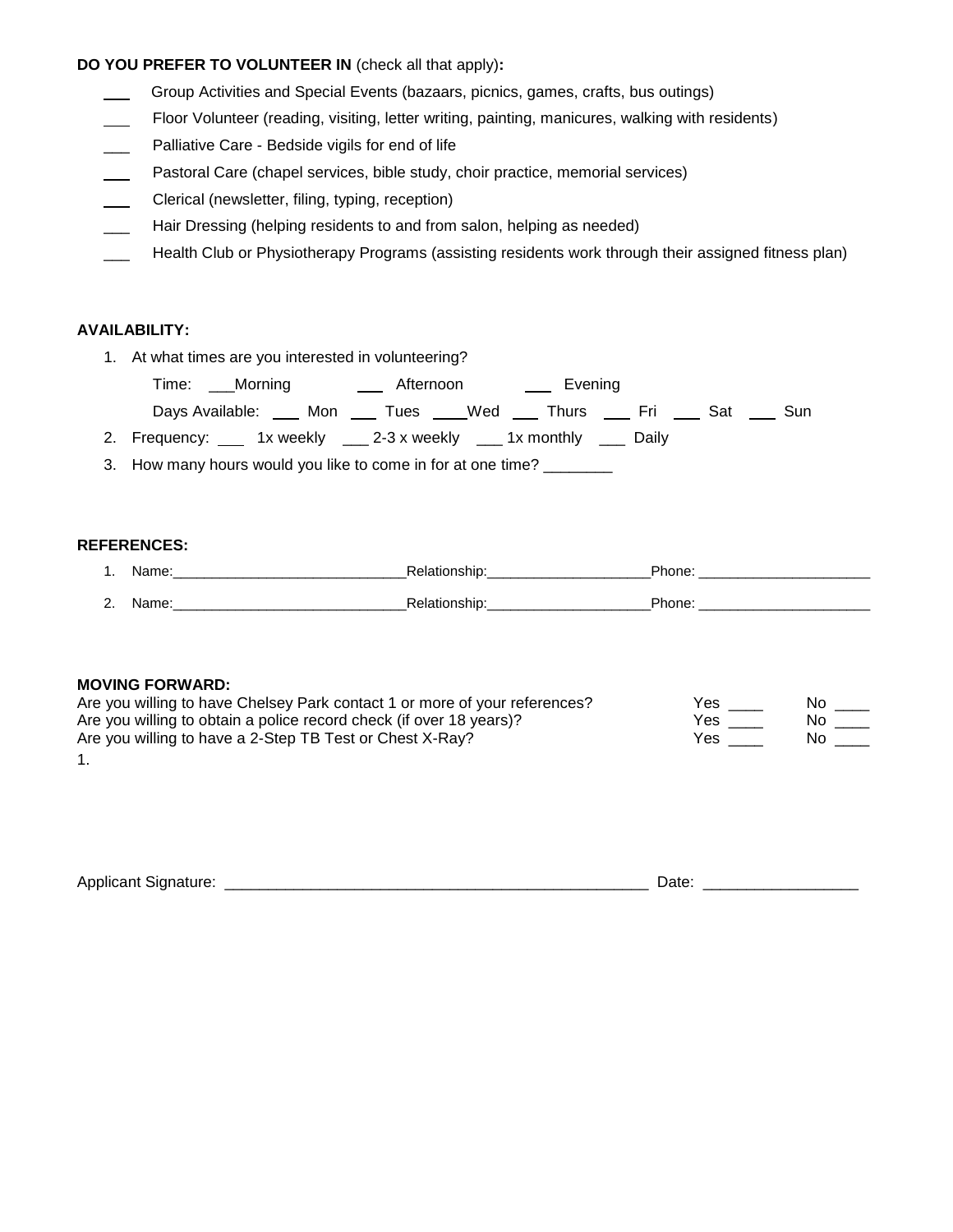**DO YOU PREFER TO VOLUNTEER IN** (check all that apply)**:**

___ Group Activities and Special Events (bazaars, picnics, games, crafts, bus outings)

___ Floor Volunteer (reading, visiting, letter writing, painting, manicures, walking with residents)

___ Palliative Care - Bedside vigils for end of life

___ Pastoral Care (chapel services, bible study, choir practice, memorial services)

___ Clerical (newsletter, filing, typing, reception)

___ Hair Dressing (helping residents to and from salon, helping as needed)

___ Health Club or Physiotherapy Programs (assisting residents work through their assigned fitness plan)

**AVAILABILITY:**

1. At what times are you interested in volunteering?

   Time: ___Morning ___ Afternoon ___ Evening

   Days Available: ___ Mon ___ Tues ____Wed ___ Thurs ___ Fri ___ Sat ___ Sun

2. Frequency: ___ 1x weekly ___ 2-3 x weekly ___ 1x monthly ___ Daily
3. How many hours would you like to come in for at one time? ________

**REFERENCES:**

1. Name:_____________________________Relationship:____________________Phone: ______________________
2. Name:_____________________________Relationship:____________________Phone: ______________________

**MOVING FORWARD:**

| | | |
|---|---|---|
| Are you willing to have Chelsey Park contact 1 or more of your references? | Yes ____ | No ____ |
| Are you willing to obtain a police record check (if over 18 years)? | Yes ____ | No ____ |
| Are you willing to have a 2-Step TB Test or Chest X-Ray? | Yes ____ | No ____ |

1.

Applicant Signature: ___________________________________________________ Date: __________________